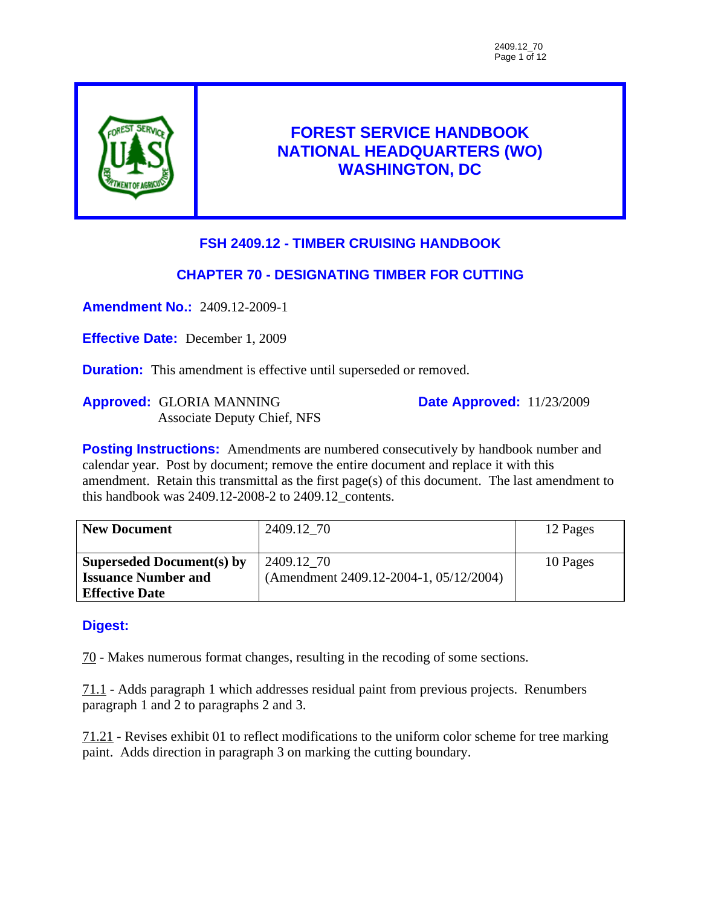# FOREST SERVICE HANDBOOK
# NATIONAL HEADQUARTERS (WO)
# WASHINGTON, DC

## FSH 2409.12 - TIMBER CRUISING HANDBOOK

## CHAPTER 70 - DESIGNATING TIMBER FOR CUTTING

**Amendment No.:** 2409.12-2009-1

**Effective Date:** December 1, 2009

**Duration:** This amendment is effective until superseded or removed.

**Approved:** GLORIA MANNING
Associate Deputy Chief, NFS

**Date Approved:** 11/23/2009

**Posting Instructions:** Amendments are numbered consecutively by handbook number and calendar year. Post by document; remove the entire document and replace it with this amendment. Retain this transmittal as the first page(s) of this document. The last amendment to this handbook was 2409.12-2008-2 to 2409.12_contents.

| | | |
|---|---|---|
| **New Document** | 2409.12_70 | 12 Pages |
| **Superseded Document(s) by Issuance Number and Effective Date** | 2409.12_70 (Amendment 2409.12-2004-1, 05/12/2004) | 10 Pages |

**Digest:**

70 - Makes numerous format changes, resulting in the recoding of some sections.

71.1 - Adds paragraph 1 which addresses residual paint from previous projects. Renumbers paragraph 1 and 2 to paragraphs 2 and 3.

71.21 - Revises exhibit 01 to reflect modifications to the uniform color scheme for tree marking paint. Adds direction in paragraph 3 on marking the cutting boundary.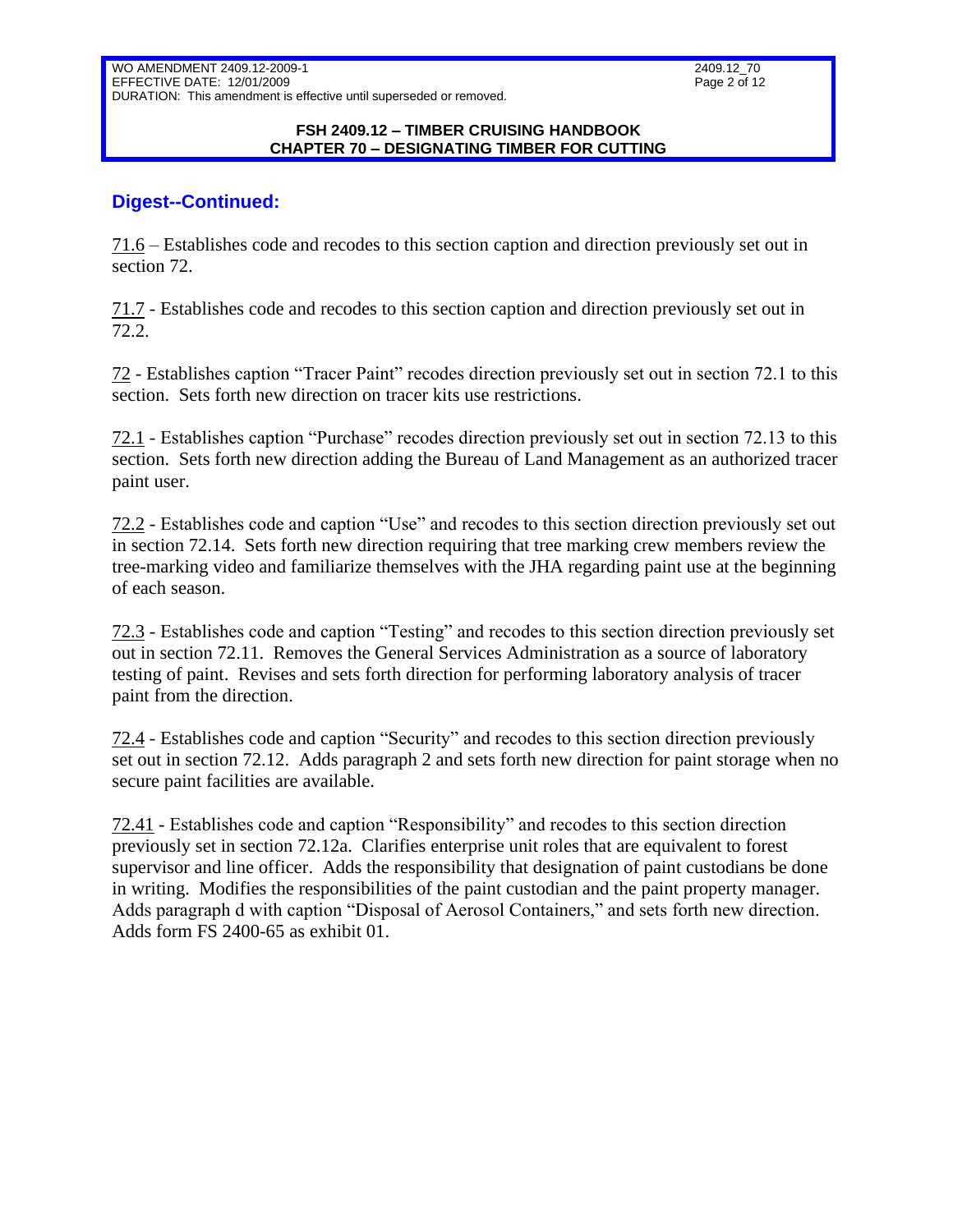## Digest--Continued:

71.6 – Establishes code and recodes to this section caption and direction previously set out in section 72.

71.7 - Establishes code and recodes to this section caption and direction previously set out in 72.2.

72 - Establishes caption "Tracer Paint" recodes direction previously set out in section 72.1 to this section. Sets forth new direction on tracer kits use restrictions.

72.1 - Establishes caption "Purchase" recodes direction previously set out in section 72.13 to this section. Sets forth new direction adding the Bureau of Land Management as an authorized tracer paint user.

72.2 - Establishes code and caption "Use" and recodes to this section direction previously set out in section 72.14. Sets forth new direction requiring that tree marking crew members review the tree-marking video and familiarize themselves with the JHA regarding paint use at the beginning of each season.

72.3 - Establishes code and caption "Testing" and recodes to this section direction previously set out in section 72.11. Removes the General Services Administration as a source of laboratory testing of paint. Revises and sets forth direction for performing laboratory analysis of tracer paint from the direction.

72.4 - Establishes code and caption "Security" and recodes to this section direction previously set out in section 72.12. Adds paragraph 2 and sets forth new direction for paint storage when no secure paint facilities are available.

72.41 - Establishes code and caption "Responsibility" and recodes to this section direction previously set in section 72.12a. Clarifies enterprise unit roles that are equivalent to forest supervisor and line officer. Adds the responsibility that designation of paint custodians be done in writing. Modifies the responsibilities of the paint custodian and the paint property manager. Adds paragraph d with caption "Disposal of Aerosol Containers," and sets forth new direction. Adds form FS 2400-65 as exhibit 01.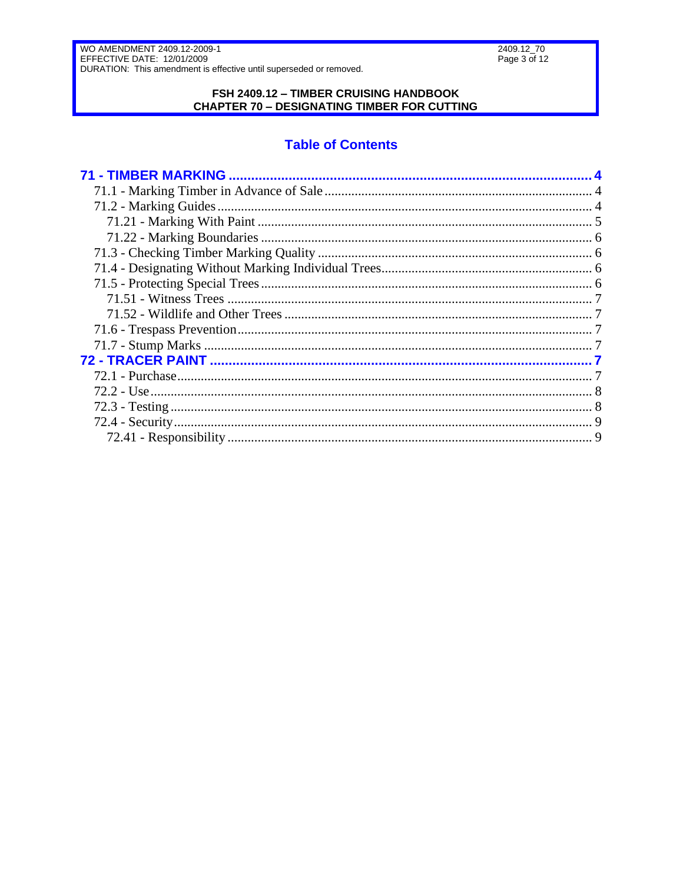# Table of Contents

- **71 - TIMBER MARKING ... 4**
  - 71.1 - Marking Timber in Advance of Sale ... 4
  - 71.2 - Marking Guides ... 4
    - 71.21 - Marking With Paint ... 5
    - 71.22 - Marking Boundaries ... 6
  - 71.3 - Checking Timber Marking Quality ... 6
  - 71.4 - Designating Without Marking Individual Trees ... 6
  - 71.5 - Protecting Special Trees ... 6
    - 71.51 - Witness Trees ... 7
    - 71.52 - Wildlife and Other Trees ... 7
  - 71.6 - Trespass Prevention ... 7
  - 71.7 - Stump Marks ... 7
- **72 - TRACER PAINT ... 7**
  - 72.1 - Purchase ... 7
  - 72.2 - Use ... 8
  - 72.3 - Testing ... 8
  - 72.4 - Security ... 9
    - 72.41 - Responsibility ... 9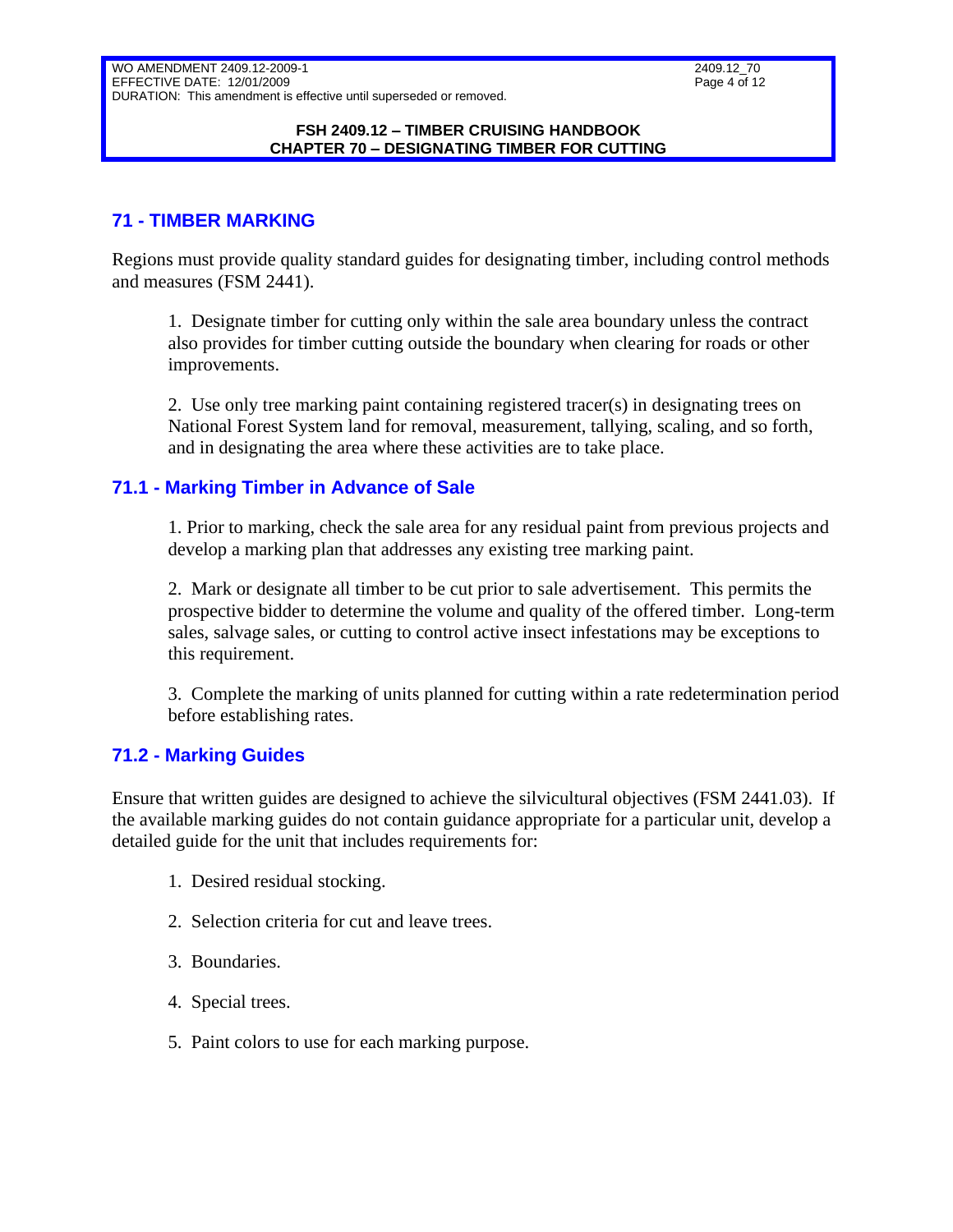## 71 - TIMBER MARKING

Regions must provide quality standard guides for designating timber, including control methods and measures (FSM 2441).

1. Designate timber for cutting only within the sale area boundary unless the contract also provides for timber cutting outside the boundary when clearing for roads or other improvements.

2. Use only tree marking paint containing registered tracer(s) in designating trees on National Forest System land for removal, measurement, tallying, scaling, and so forth, and in designating the area where these activities are to take place.

### 71.1 - Marking Timber in Advance of Sale

1. Prior to marking, check the sale area for any residual paint from previous projects and develop a marking plan that addresses any existing tree marking paint.

2. Mark or designate all timber to be cut prior to sale advertisement. This permits the prospective bidder to determine the volume and quality of the offered timber. Long-term sales, salvage sales, or cutting to control active insect infestations may be exceptions to this requirement.

3. Complete the marking of units planned for cutting within a rate redetermination period before establishing rates.

### 71.2 - Marking Guides

Ensure that written guides are designed to achieve the silvicultural objectives (FSM 2441.03). If the available marking guides do not contain guidance appropriate for a particular unit, develop a detailed guide for the unit that includes requirements for:

1. Desired residual stocking.

2. Selection criteria for cut and leave trees.

3. Boundaries.

4. Special trees.

5. Paint colors to use for each marking purpose.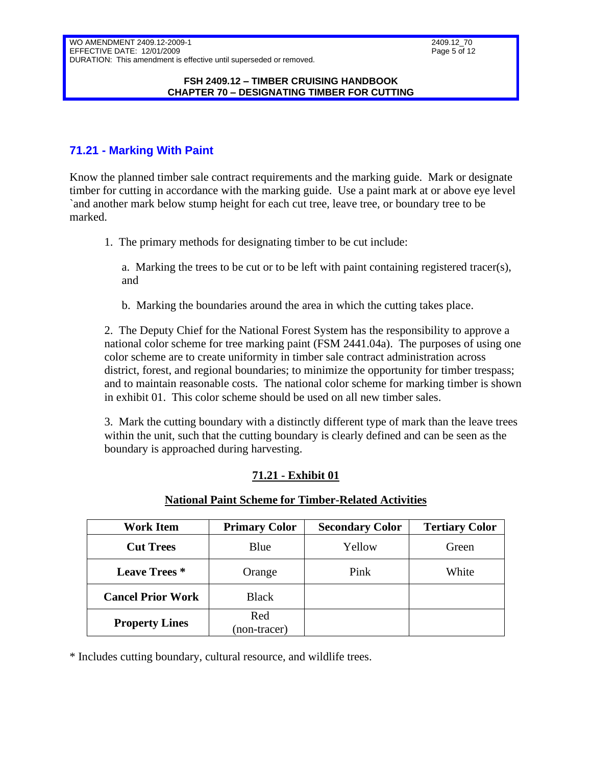## 71.21 - Marking With Paint

Know the planned timber sale contract requirements and the marking guide. Mark or designate timber for cutting in accordance with the marking guide. Use a paint mark at or above eye level `and another mark below stump height for each cut tree, leave tree, or boundary tree to be marked.

1. The primary methods for designating timber to be cut include:

   a. Marking the trees to be cut or to be left with paint containing registered tracer(s), and

   b. Marking the boundaries around the area in which the cutting takes place.

2. The Deputy Chief for the National Forest System has the responsibility to approve a national color scheme for tree marking paint (FSM 2441.04a). The purposes of using one color scheme are to create uniformity in timber sale contract administration across district, forest, and regional boundaries; to minimize the opportunity for timber trespass; and to maintain reasonable costs. The national color scheme for marking timber is shown in exhibit 01. This color scheme should be used on all new timber sales.

3. Mark the cutting boundary with a distinctly different type of mark than the leave trees within the unit, such that the cutting boundary is clearly defined and can be seen as the boundary is approached during harvesting.

**71.21 - Exhibit 01**

**National Paint Scheme for Timber-Related Activities**

| Work Item | Primary Color | Secondary Color | Tertiary Color |
|---|---|---|---|
| **Cut Trees** | Blue | Yellow | Green |
| **Leave Trees *** | Orange | Pink | White |
| **Cancel Prior Work** | Black | | |
| **Property Lines** | Red (non-tracer) | | |

* Includes cutting boundary, cultural resource, and wildlife trees.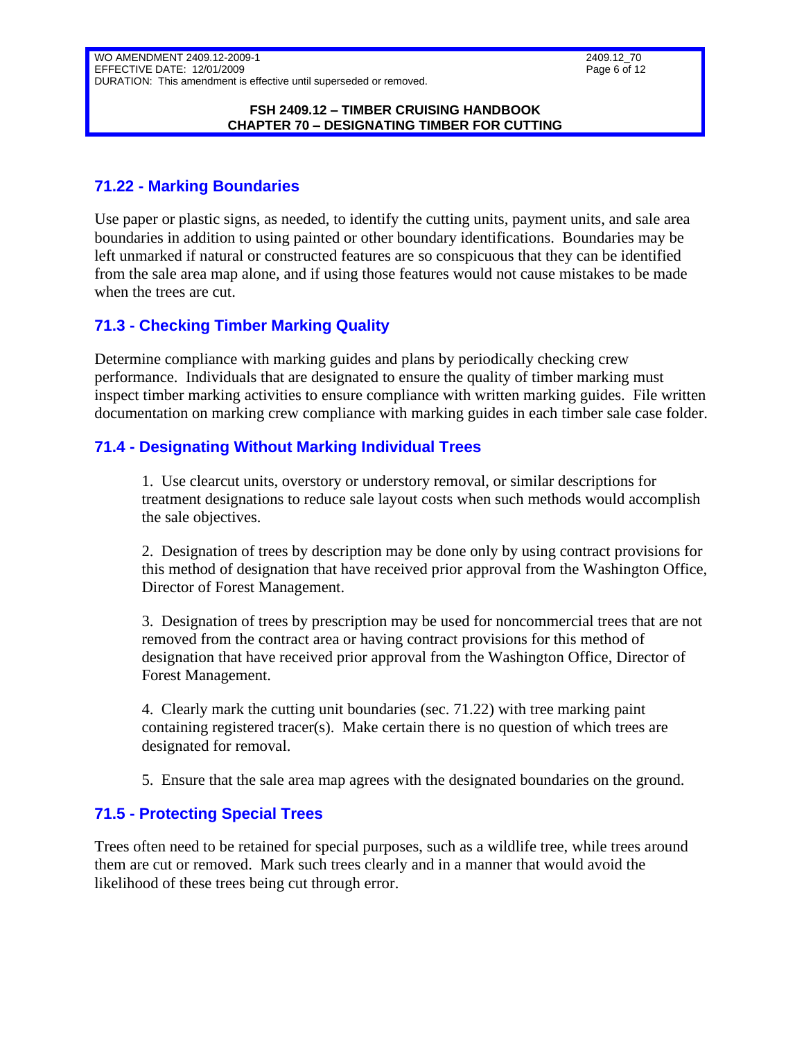## 71.22 - Marking Boundaries

Use paper or plastic signs, as needed, to identify the cutting units, payment units, and sale area boundaries in addition to using painted or other boundary identifications. Boundaries may be left unmarked if natural or constructed features are so conspicuous that they can be identified from the sale area map alone, and if using those features would not cause mistakes to be made when the trees are cut.

## 71.3 - Checking Timber Marking Quality

Determine compliance with marking guides and plans by periodically checking crew performance. Individuals that are designated to ensure the quality of timber marking must inspect timber marking activities to ensure compliance with written marking guides. File written documentation on marking crew compliance with marking guides in each timber sale case folder.

## 71.4 - Designating Without Marking Individual Trees

1. Use clearcut units, overstory or understory removal, or similar descriptions for treatment designations to reduce sale layout costs when such methods would accomplish the sale objectives.

2. Designation of trees by description may be done only by using contract provisions for this method of designation that have received prior approval from the Washington Office, Director of Forest Management.

3. Designation of trees by prescription may be used for noncommercial trees that are not removed from the contract area or having contract provisions for this method of designation that have received prior approval from the Washington Office, Director of Forest Management.

4. Clearly mark the cutting unit boundaries (sec. 71.22) with tree marking paint containing registered tracer(s). Make certain there is no question of which trees are designated for removal.

5. Ensure that the sale area map agrees with the designated boundaries on the ground.

## 71.5 - Protecting Special Trees

Trees often need to be retained for special purposes, such as a wildlife tree, while trees around them are cut or removed. Mark such trees clearly and in a manner that would avoid the likelihood of these trees being cut through error.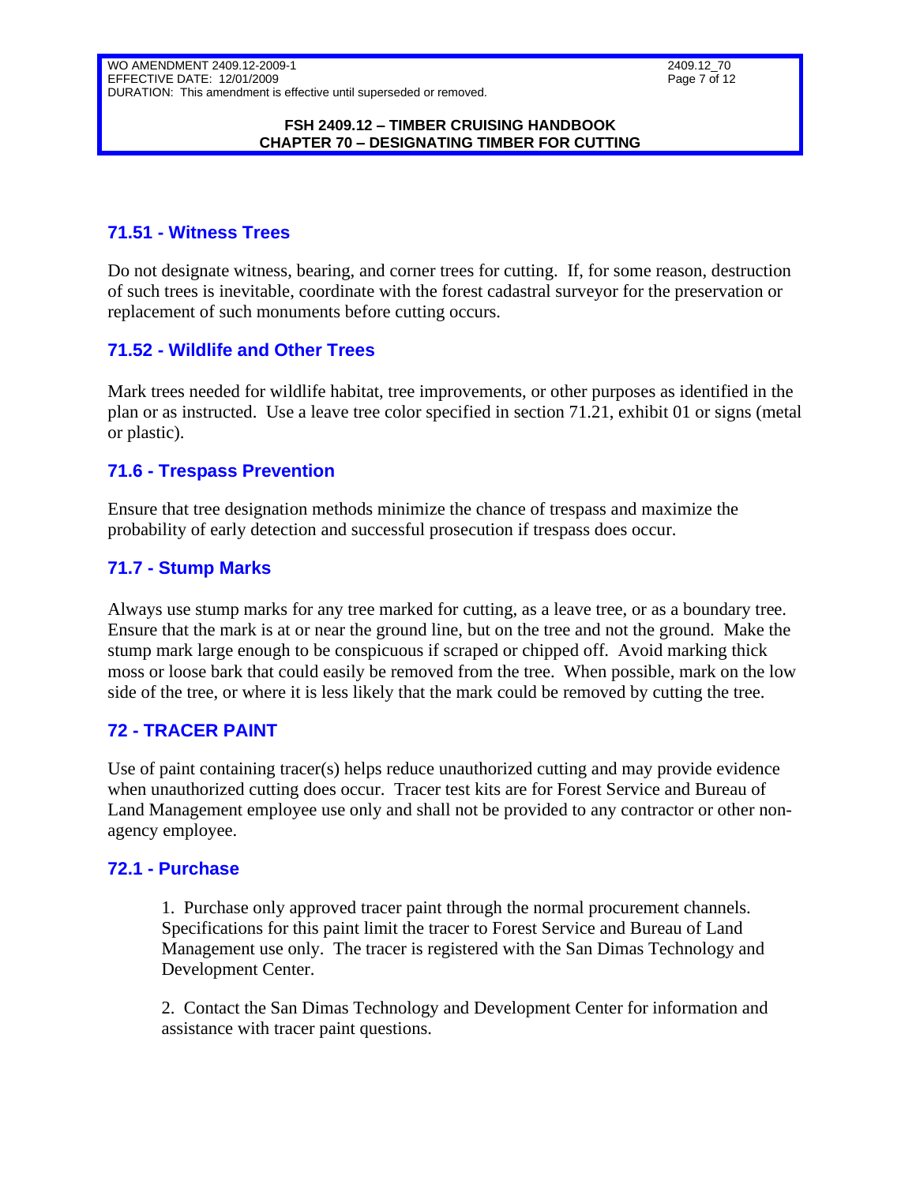### 71.51 - Witness Trees

Do not designate witness, bearing, and corner trees for cutting. If, for some reason, destruction of such trees is inevitable, coordinate with the forest cadastral surveyor for the preservation or replacement of such monuments before cutting occurs.

### 71.52 - Wildlife and Other Trees

Mark trees needed for wildlife habitat, tree improvements, or other purposes as identified in the plan or as instructed. Use a leave tree color specified in section 71.21, exhibit 01 or signs (metal or plastic).

### 71.6 - Trespass Prevention

Ensure that tree designation methods minimize the chance of trespass and maximize the probability of early detection and successful prosecution if trespass does occur.

### 71.7 - Stump Marks

Always use stump marks for any tree marked for cutting, as a leave tree, or as a boundary tree. Ensure that the mark is at or near the ground line, but on the tree and not the ground. Make the stump mark large enough to be conspicuous if scraped or chipped off. Avoid marking thick moss or loose bark that could easily be removed from the tree. When possible, mark on the low side of the tree, or where it is less likely that the mark could be removed by cutting the tree.

## 72 - TRACER PAINT

Use of paint containing tracer(s) helps reduce unauthorized cutting and may provide evidence when unauthorized cutting does occur. Tracer test kits are for Forest Service and Bureau of Land Management employee use only and shall not be provided to any contractor or other non-agency employee.

### 72.1 - Purchase

1. Purchase only approved tracer paint through the normal procurement channels. Specifications for this paint limit the tracer to Forest Service and Bureau of Land Management use only. The tracer is registered with the San Dimas Technology and Development Center.

2. Contact the San Dimas Technology and Development Center for information and assistance with tracer paint questions.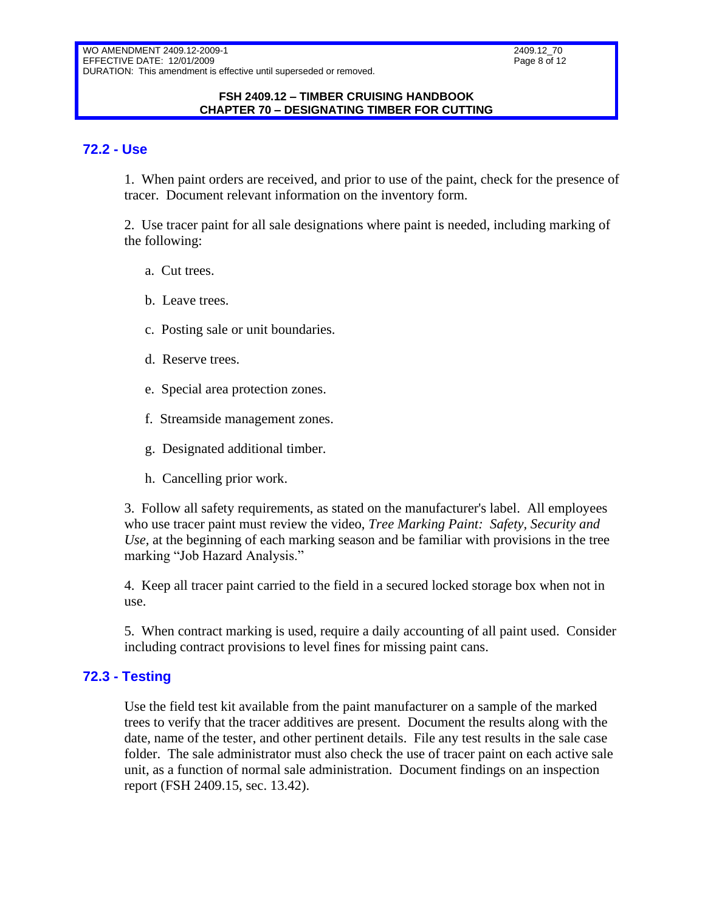## 72.2 - Use

1. When paint orders are received, and prior to use of the paint, check for the presence of tracer. Document relevant information on the inventory form.

2. Use tracer paint for all sale designations where paint is needed, including marking of the following:

   a. Cut trees.

   b. Leave trees.

   c. Posting sale or unit boundaries.

   d. Reserve trees.

   e. Special area protection zones.

   f. Streamside management zones.

   g. Designated additional timber.

   h. Cancelling prior work.

3. Follow all safety requirements, as stated on the manufacturer's label. All employees who use tracer paint must review the video, *Tree Marking Paint: Safety, Security and Use*, at the beginning of each marking season and be familiar with provisions in the tree marking "Job Hazard Analysis."

4. Keep all tracer paint carried to the field in a secured locked storage box when not in use.

5. When contract marking is used, require a daily accounting of all paint used. Consider including contract provisions to level fines for missing paint cans.

## 72.3 - Testing

Use the field test kit available from the paint manufacturer on a sample of the marked trees to verify that the tracer additives are present. Document the results along with the date, name of the tester, and other pertinent details. File any test results in the sale case folder. The sale administrator must also check the use of tracer paint on each active sale unit, as a function of normal sale administration. Document findings on an inspection report (FSH 2409.15, sec. 13.42).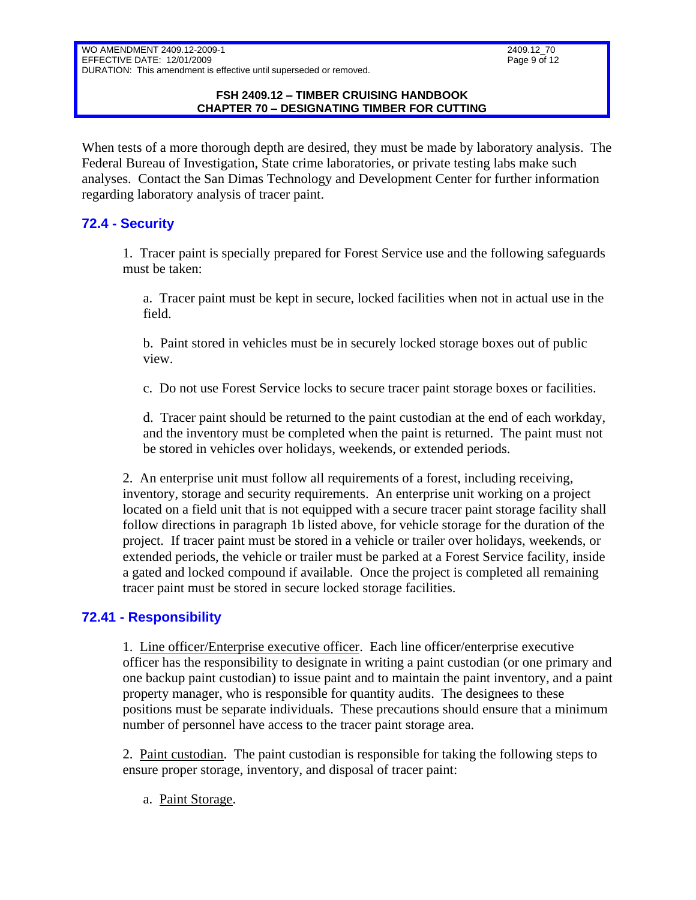When tests of a more thorough depth are desired, they must be made by laboratory analysis. The Federal Bureau of Investigation, State crime laboratories, or private testing labs make such analyses. Contact the San Dimas Technology and Development Center for further information regarding laboratory analysis of tracer paint.

## 72.4 - Security

1. Tracer paint is specially prepared for Forest Service use and the following safeguards must be taken:

   a. Tracer paint must be kept in secure, locked facilities when not in actual use in the field.

   b. Paint stored in vehicles must be in securely locked storage boxes out of public view.

   c. Do not use Forest Service locks to secure tracer paint storage boxes or facilities.

   d. Tracer paint should be returned to the paint custodian at the end of each workday, and the inventory must be completed when the paint is returned. The paint must not be stored in vehicles over holidays, weekends, or extended periods.

2. An enterprise unit must follow all requirements of a forest, including receiving, inventory, storage and security requirements. An enterprise unit working on a project located on a field unit that is not equipped with a secure tracer paint storage facility shall follow directions in paragraph 1b listed above, for vehicle storage for the duration of the project. If tracer paint must be stored in a vehicle or trailer over holidays, weekends, or extended periods, the vehicle or trailer must be parked at a Forest Service facility, inside a gated and locked compound if available. Once the project is completed all remaining tracer paint must be stored in secure locked storage facilities.

## 72.41 - Responsibility

1. Line officer/Enterprise executive officer. Each line officer/enterprise executive officer has the responsibility to designate in writing a paint custodian (or one primary and one backup paint custodian) to issue paint and to maintain the paint inventory, and a paint property manager, who is responsible for quantity audits. The designees to these positions must be separate individuals. These precautions should ensure that a minimum number of personnel have access to the tracer paint storage area.

2. Paint custodian. The paint custodian is responsible for taking the following steps to ensure proper storage, inventory, and disposal of tracer paint:

   a. Paint Storage.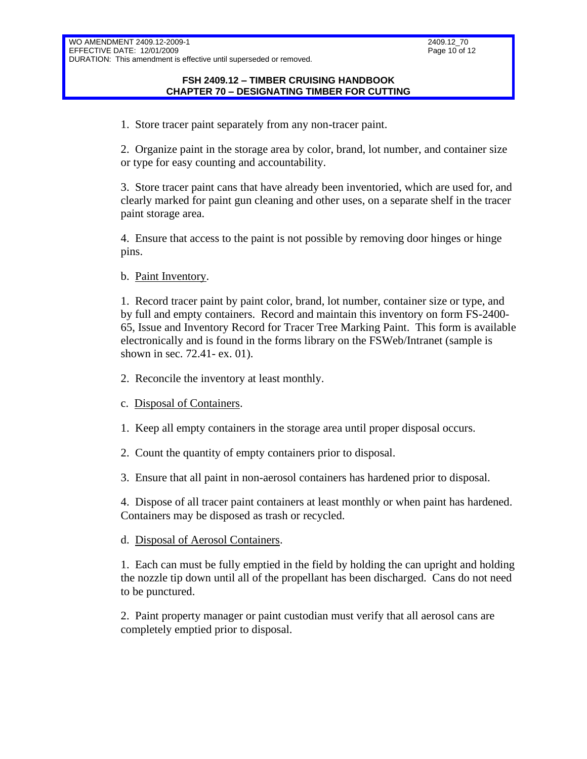1. Store tracer paint separately from any non-tracer paint.

2. Organize paint in the storage area by color, brand, lot number, and container size or type for easy counting and accountability.

3. Store tracer paint cans that have already been inventoried, which are used for, and clearly marked for paint gun cleaning and other uses, on a separate shelf in the tracer paint storage area.

4. Ensure that access to the paint is not possible by removing door hinges or hinge pins.

b. Paint Inventory.

1. Record tracer paint by paint color, brand, lot number, container size or type, and by full and empty containers. Record and maintain this inventory on form FS-2400-65, Issue and Inventory Record for Tracer Tree Marking Paint. This form is available electronically and is found in the forms library on the FSWeb/Intranet (sample is shown in sec. 72.41- ex. 01).

2. Reconcile the inventory at least monthly.

c. Disposal of Containers.

1. Keep all empty containers in the storage area until proper disposal occurs.

2. Count the quantity of empty containers prior to disposal.

3. Ensure that all paint in non-aerosol containers has hardened prior to disposal.

4. Dispose of all tracer paint containers at least monthly or when paint has hardened. Containers may be disposed as trash or recycled.

d. Disposal of Aerosol Containers.

1. Each can must be fully emptied in the field by holding the can upright and holding the nozzle tip down until all of the propellant has been discharged. Cans do not need to be punctured.

2. Paint property manager or paint custodian must verify that all aerosol cans are completely emptied prior to disposal.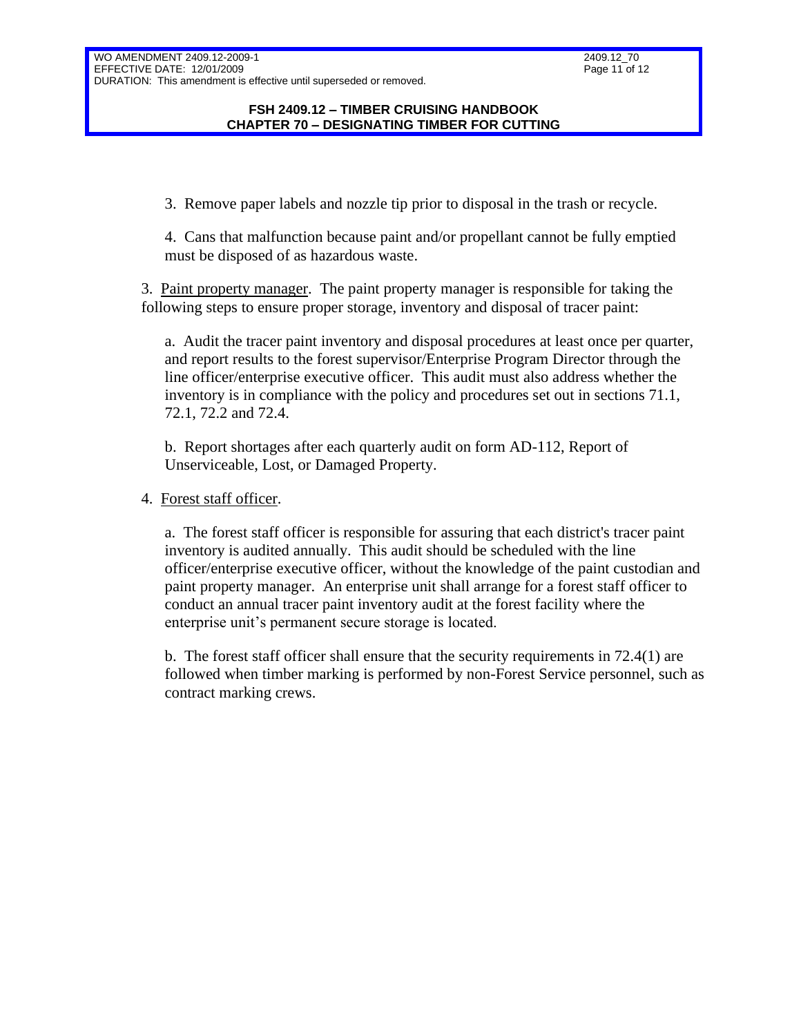3. Remove paper labels and nozzle tip prior to disposal in the trash or recycle.

4. Cans that malfunction because paint and/or propellant cannot be fully emptied must be disposed of as hazardous waste.

3. <u>Paint property manager</u>. The paint property manager is responsible for taking the following steps to ensure proper storage, inventory and disposal of tracer paint:

a. Audit the tracer paint inventory and disposal procedures at least once per quarter, and report results to the forest supervisor/Enterprise Program Director through the line officer/enterprise executive officer. This audit must also address whether the inventory is in compliance with the policy and procedures set out in sections 71.1, 72.1, 72.2 and 72.4.

b. Report shortages after each quarterly audit on form AD-112, Report of Unserviceable, Lost, or Damaged Property.

4. <u>Forest staff officer</u>.

a. The forest staff officer is responsible for assuring that each district's tracer paint inventory is audited annually. This audit should be scheduled with the line officer/enterprise executive officer, without the knowledge of the paint custodian and paint property manager. An enterprise unit shall arrange for a forest staff officer to conduct an annual tracer paint inventory audit at the forest facility where the enterprise unit's permanent secure storage is located.

b. The forest staff officer shall ensure that the security requirements in 72.4(1) are followed when timber marking is performed by non-Forest Service personnel, such as contract marking crews.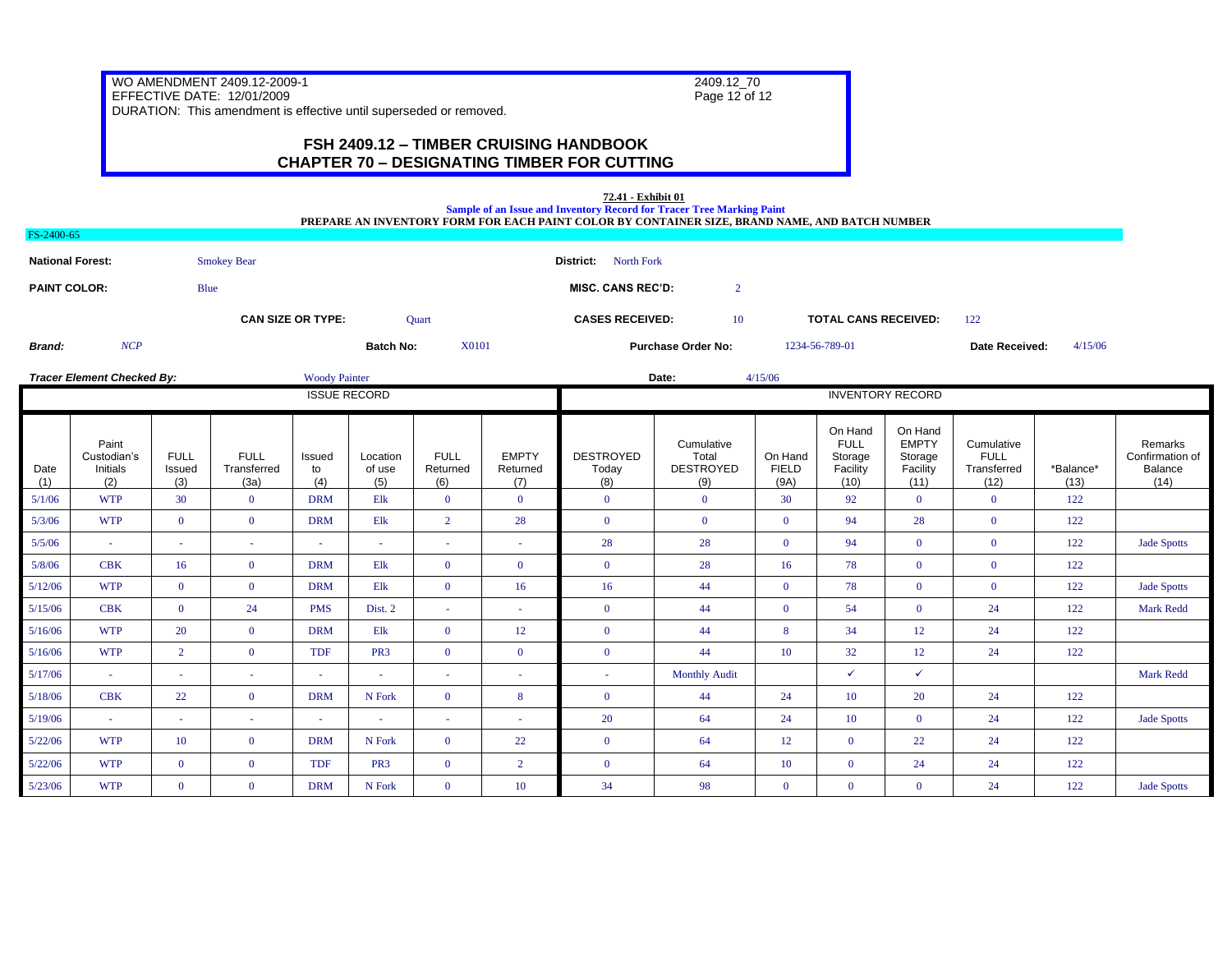**WO AMENDMENT 2409.12-2009-1**
**EFFECTIVE DATE: 12/01/2009**
**DURATION: This amendment is effective until superseded or removed.**

2409.12_70

## FSH 2409.12 – TIMBER CRUISING HANDBOOK
## CHAPTER 70 – DESIGNATING TIMBER FOR CUTTING

**72.41 - Exhibit 01**

**Sample of an Issue and Inventory Record for Tracer Tree Marking Paint**

**PREPARE AN INVENTORY FORM FOR EACH PAINT COLOR BY CONTAINER SIZE, BRAND NAME, AND BATCH NUMBER**

FS-2400-65

**National Forest:** Smokey Bear  **District:** North Fork

**PAINT COLOR:** Blue  **MISC. CANS REC'D:** 2

**CAN SIZE OR TYPE:** Quart  **CASES RECEIVED:** 10  **TOTAL CANS RECEIVED:** 122

***Brand:*** *NCP*  **Batch No:** X0101  **Purchase Order No:** 1234-56-789-01  **Date Received:** 4/15/06

***Tracer Element Checked By:*** Woody Painter  **Date:** 4/15/06

| ISSUE RECORD | | | | | | | | INVENTORY RECORD | | | | | | | |
|---|---|---|---|---|---|---|---|---|---|---|---|---|---|---|---|
| Date (1) | Paint Custodian's Initials (2) | FULL Issued (3) | FULL Transferred (3a) | Issued to (4) | Location of use (5) | FULL Returned (6) | EMPTY Returned (7) | DESTROYED Today (8) | Cumulative Total DESTROYED (9) | On Hand FIELD (9A) | On Hand FULL Storage Facility (10) | On Hand EMPTY Storage Facility (11) | Cumulative FULL Transferred (12) | \*Balance\* (13) | Remarks Confirmation of Balance (14) |
| 5/1/06 | WTP | 30 | 0 | DRM | Elk | 0 | 0 | 0 | 0 | 30 | 92 | 0 | 0 | 122 | |
| 5/3/06 | WTP | 0 | 0 | DRM | Elk | 2 | 28 | 0 | 0 | 0 | 94 | 28 | 0 | 122 | |
| 5/5/06 | - | - | - | - | - | - | - | 28 | 28 | 0 | 94 | 0 | 0 | 122 | Jade Spotts |
| 5/8/06 | CBK | 16 | 0 | DRM | Elk | 0 | 0 | 0 | 28 | 16 | 78 | 0 | 0 | 122 | |
| 5/12/06 | WTP | 0 | 0 | DRM | Elk | 0 | 16 | 16 | 44 | 0 | 78 | 0 | 0 | 122 | Jade Spotts |
| 5/15/06 | CBK | 0 | 24 | PMS | Dist. 2 | - | - | 0 | 44 | 0 | 54 | 0 | 24 | 122 | Mark Redd |
| 5/16/06 | WTP | 20 | 0 | DRM | Elk | 0 | 12 | 0 | 44 | 8 | 34 | 12 | 24 | 122 | |
| 5/16/06 | WTP | 2 | 0 | TDF | PR3 | 0 | 0 | 0 | 44 | 10 | 32 | 12 | 24 | 122 | |
| 5/17/06 | - | - | - | - | - | - | - | - | Monthly Audit | | ✓ | ✓ | | | Mark Redd |
| 5/18/06 | CBK | 22 | 0 | DRM | N Fork | 0 | 8 | 0 | 44 | 24 | 10 | 20 | 24 | 122 | |
| 5/19/06 | - | - | - | - | - | - | - | 20 | 64 | 24 | 10 | 0 | 24 | 122 | Jade Spotts |
| 5/22/06 | WTP | 10 | 0 | DRM | N Fork | 0 | 22 | 0 | 64 | 12 | 0 | 22 | 24 | 122 | |
| 5/22/06 | WTP | 0 | 0 | TDF | PR3 | 0 | 2 | 0 | 64 | 10 | 0 | 24 | 24 | 122 | |
| 5/23/06 | WTP | 0 | 0 | DRM | N Fork | 0 | 10 | 34 | 98 | 0 | 0 | 0 | 24 | 122 | Jade Spotts |